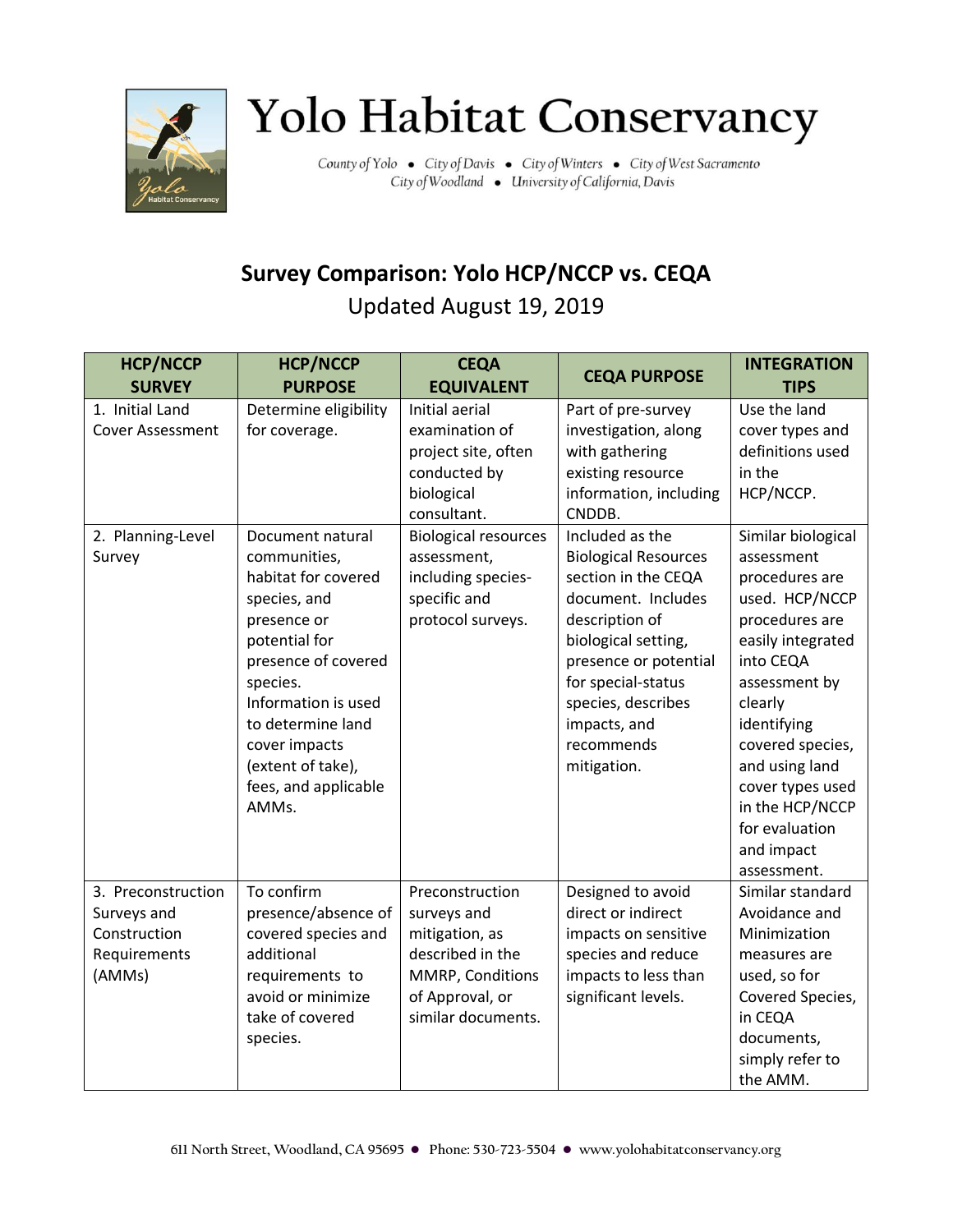# Yolo Habitat Conservancy

County of Yolo • City of Davis • City of Winters • City of West Sacramento
City of Woodland • University of California, Davis

## Survey Comparison: Yolo HCP/NCCP vs. CEQA

Updated August 19, 2019

| HCP/NCCP SURVEY | HCP/NCCP PURPOSE | CEQA EQUIVALENT | CEQA PURPOSE | INTEGRATION TIPS |
|---|---|---|---|---|
| 1. Initial Land Cover Assessment | Determine eligibility for coverage. | Initial aerial examination of project site, often conducted by biological consultant. | Part of pre-survey investigation, along with gathering existing resource information, including CNDDB. | Use the land cover types and definitions used in the HCP/NCCP. |
| 2. Planning-Level Survey | Document natural communities, habitat for covered species, and presence or potential for presence of covered species. Information is used to determine land cover impacts (extent of take), fees, and applicable AMMs. | Biological resources assessment, including species-specific and protocol surveys. | Included as the Biological Resources section in the CEQA document. Includes description of biological setting, presence or potential for special-status species, describes impacts, and recommends mitigation. | Similar biological assessment procedures are used. HCP/NCCP procedures are easily integrated into CEQA assessment by clearly identifying covered species, and using land cover types used in the HCP/NCCP for evaluation and impact assessment. |
| 3. Preconstruction Surveys and Construction Requirements (AMMs) | To confirm presence/absence of covered species and additional requirements to avoid or minimize take of covered species. | Preconstruction surveys and mitigation, as described in the MMRP, Conditions of Approval, or similar documents. | Designed to avoid direct or indirect impacts on sensitive species and reduce impacts to less than significant levels. | Similar standard Avoidance and Minimization measures are used, so for Covered Species, in CEQA documents, simply refer to the AMM. |

611 North Street, Woodland, CA 95695 • Phone: 530-723-5504 • www.yolohabitatconservancy.org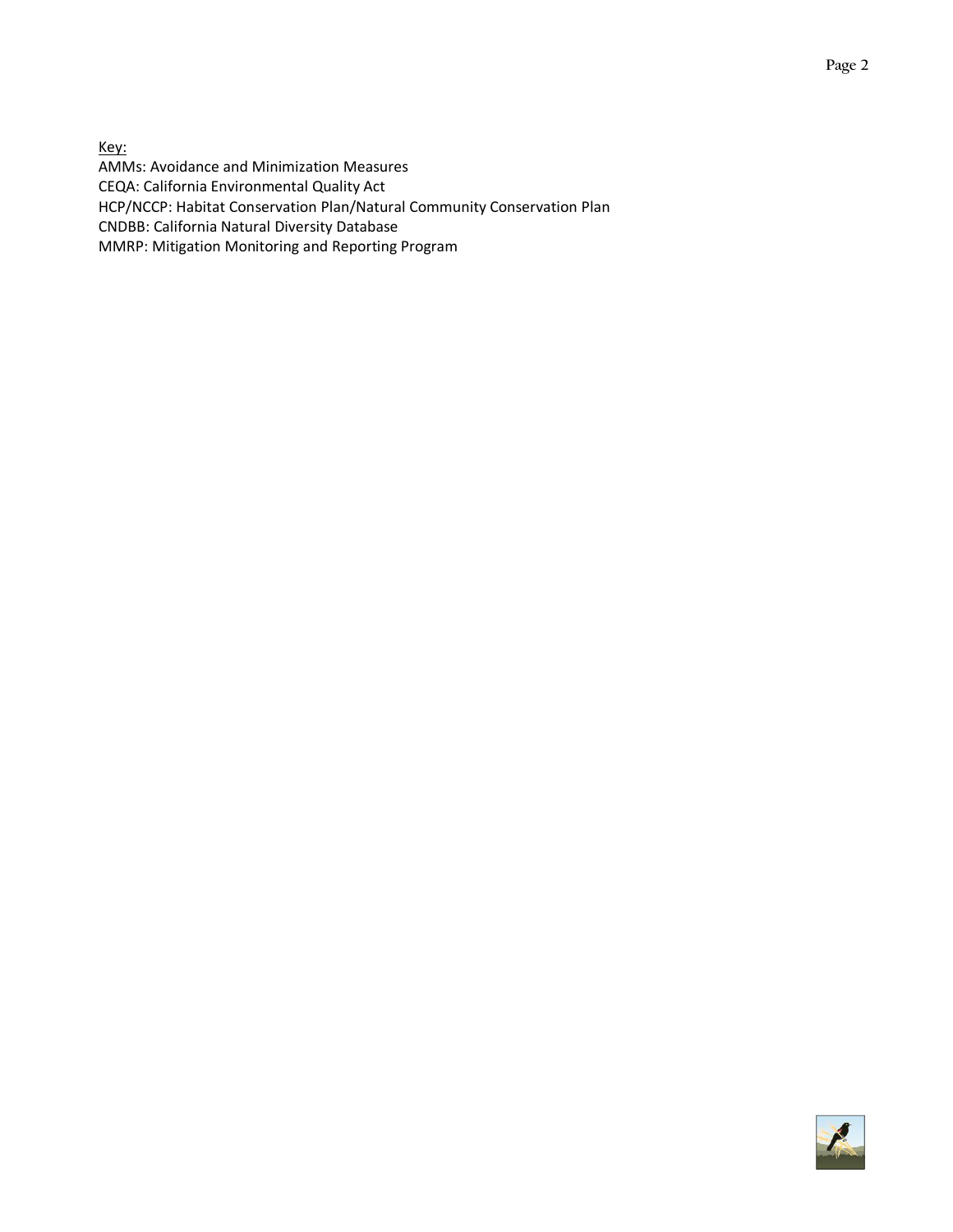Key:

AMMs: Avoidance and Minimization Measures
CEQA: California Environmental Quality Act
HCP/NCCP: Habitat Conservation Plan/Natural Community Conservation Plan
CNDBB: California Natural Diversity Database
MMRP: Mitigation Monitoring and Reporting Program